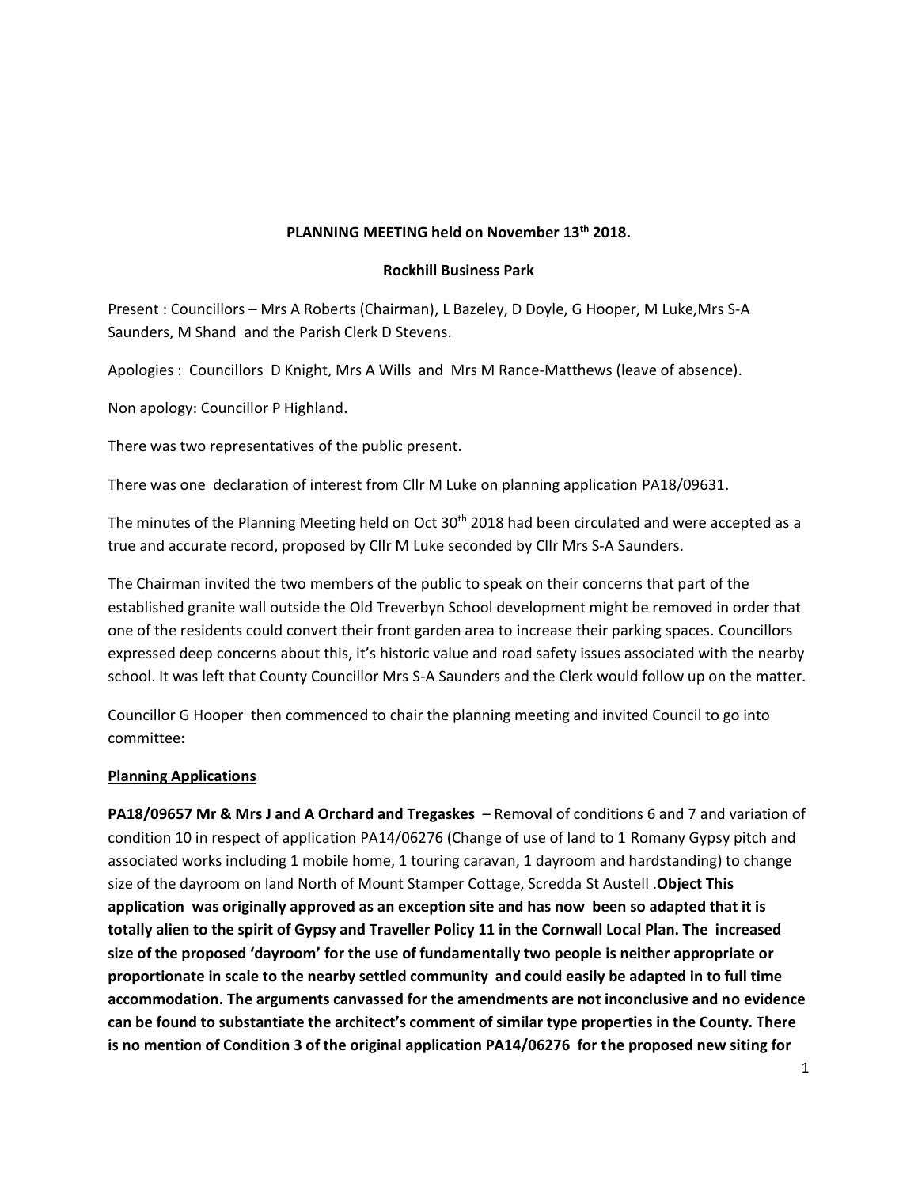**PLANNING MEETING held on November 13th 2018.**

**Rockhill Business Park**

Present : Councillors – Mrs A Roberts (Chairman), L Bazeley, D Doyle, G Hooper, M Luke,Mrs S-A Saunders, M Shand and the Parish Clerk D Stevens.

Apologies : Councillors D Knight, Mrs A Wills and Mrs M Rance-Matthews (leave of absence).

Non apology: Councillor P Highland.

There was two representatives of the public present.

There was one declaration of interest from Cllr M Luke on planning application PA18/09631.

The minutes of the Planning Meeting held on Oct 30th 2018 had been circulated and were accepted as a true and accurate record, proposed by Cllr M Luke seconded by Cllr Mrs S-A Saunders.

The Chairman invited the two members of the public to speak on their concerns that part of the established granite wall outside the Old Treverbyn School development might be removed in order that one of the residents could convert their front garden area to increase their parking spaces. Councillors expressed deep concerns about this, it's historic value and road safety issues associated with the nearby school. It was left that County Councillor Mrs S-A Saunders and the Clerk would follow up on the matter.

Councillor G Hooper then commenced to chair the planning meeting and invited Council to go into committee:

**Planning Applications**

**PA18/09657 Mr & Mrs J and A Orchard and Tregaskes** – Removal of conditions 6 and 7 and variation of condition 10 in respect of application PA14/06276 (Change of use of land to 1 Romany Gypsy pitch and associated works including 1 mobile home, 1 touring caravan, 1 dayroom and hardstanding) to change size of the dayroom on land North of Mount Stamper Cottage, Scredda St Austell .**Object This application was originally approved as an exception site and has now been so adapted that it is totally alien to the spirit of Gypsy and Traveller Policy 11 in the Cornwall Local Plan. The increased size of the proposed 'dayroom' for the use of fundamentally two people is neither appropriate or proportionate in scale to the nearby settled community and could easily be adapted in to full time accommodation. The arguments canvassed for the amendments are not inconclusive and no evidence can be found to substantiate the architect's comment of similar type properties in the County. There is no mention of Condition 3 of the original application PA14/06276 for the proposed new siting for**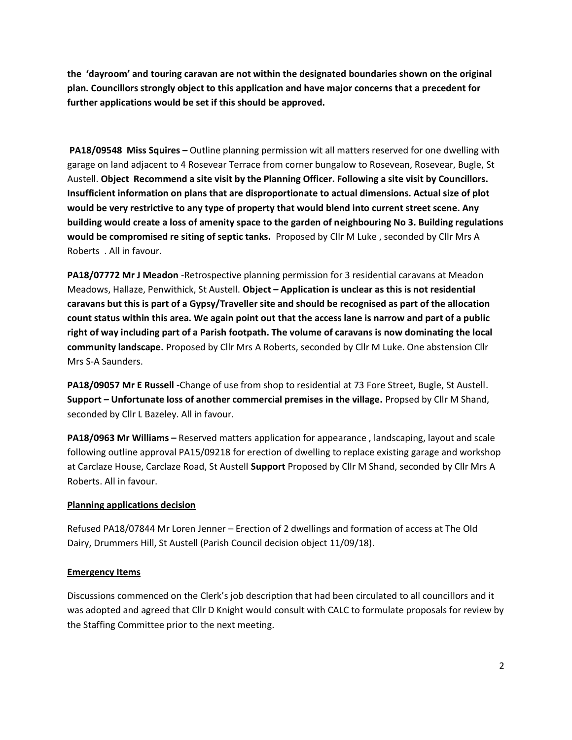**the 'dayroom' and touring caravan are not within the designated boundaries shown on the original plan. Councillors strongly object to this application and have major concerns that a precedent for further applications would be set if this should be approved.**

**PA18/09548 Miss Squires –** Outline planning permission wit all matters reserved for one dwelling with garage on land adjacent to 4 Rosevear Terrace from corner bungalow to Rosevean, Rosevear, Bugle, St Austell. **Object Recommend a site visit by the Planning Officer. Following a site visit by Councillors. Insufficient information on plans that are disproportionate to actual dimensions. Actual size of plot would be very restrictive to any type of property that would blend into current street scene. Any building would create a loss of amenity space to the garden of neighbouring No 3. Building regulations would be compromised re siting of septic tanks.** Proposed by Cllr M Luke , seconded by Cllr Mrs A Roberts . All in favour.

**PA18/07772 Mr J Meadon** -Retrospective planning permission for 3 residential caravans at Meadon Meadows, Hallaze, Penwithick, St Austell. **Object – Application is unclear as this is not residential caravans but this is part of a Gypsy/Traveller site and should be recognised as part of the allocation count status within this area. We again point out that the access lane is narrow and part of a public right of way including part of a Parish footpath. The volume of caravans is now dominating the local community landscape.** Proposed by Cllr Mrs A Roberts, seconded by Cllr M Luke. One abstension Cllr Mrs S-A Saunders.

**PA18/09057 Mr E Russell -**Change of use from shop to residential at 73 Fore Street, Bugle, St Austell. **Support – Unfortunate loss of another commercial premises in the village.** Propsed by Cllr M Shand, seconded by Cllr L Bazeley. All in favour.

**PA18/0963 Mr Williams –** Reserved matters application for appearance , landscaping, layout and scale following outline approval PA15/09218 for erection of dwelling to replace existing garage and workshop at Carclaze House, Carclaze Road, St Austell **Support** Proposed by Cllr M Shand, seconded by Cllr Mrs A Roberts. All in favour.

**<u>Planning applications decision</u>**

Refused PA18/07844 Mr Loren Jenner – Erection of 2 dwellings and formation of access at The Old Dairy, Drummers Hill, St Austell (Parish Council decision object 11/09/18).

**<u>Emergency Items</u>**

Discussions commenced on the Clerk's job description that had been circulated to all councillors and it was adopted and agreed that Cllr D Knight would consult with CALC to formulate proposals for review by the Staffing Committee prior to the next meeting.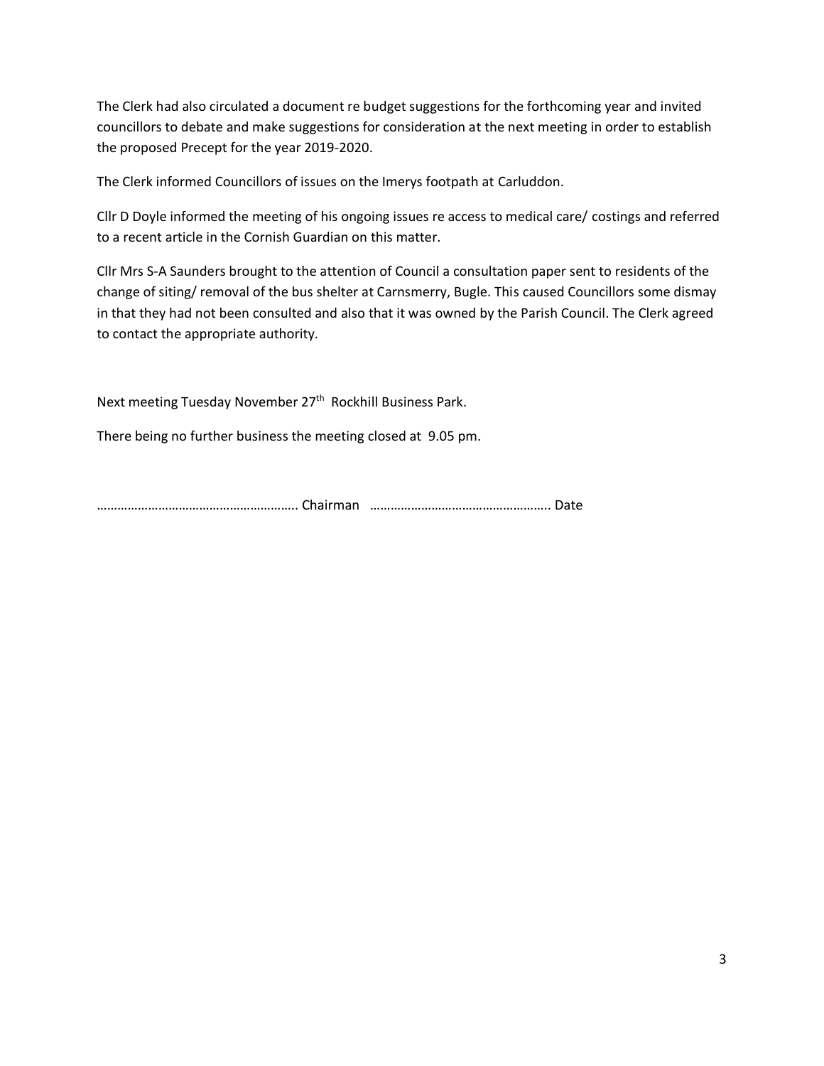The Clerk had also circulated a document re budget suggestions for the forthcoming year and invited councillors to debate and make suggestions for consideration at the next meeting in order to establish the proposed Precept for the year 2019-2020.

The Clerk informed Councillors of issues on the Imerys footpath at Carluddon.

Cllr D Doyle informed the meeting of his ongoing issues re access to medical care/ costings and referred to a recent article in the Cornish Guardian on this matter.

Cllr Mrs S-A Saunders brought to the attention of Council a consultation paper sent to residents of the change of siting/ removal of the bus shelter at Carnsmerry, Bugle. This caused Councillors some dismay in that they had not been consulted and also that it was owned by the Parish Council. The Clerk agreed to contact the appropriate authority.

Next meeting Tuesday November 27th Rockhill Business Park.

There being no further business the meeting closed at 9.05 pm.

………………………………………………….. Chairman ……………………………………………. Date